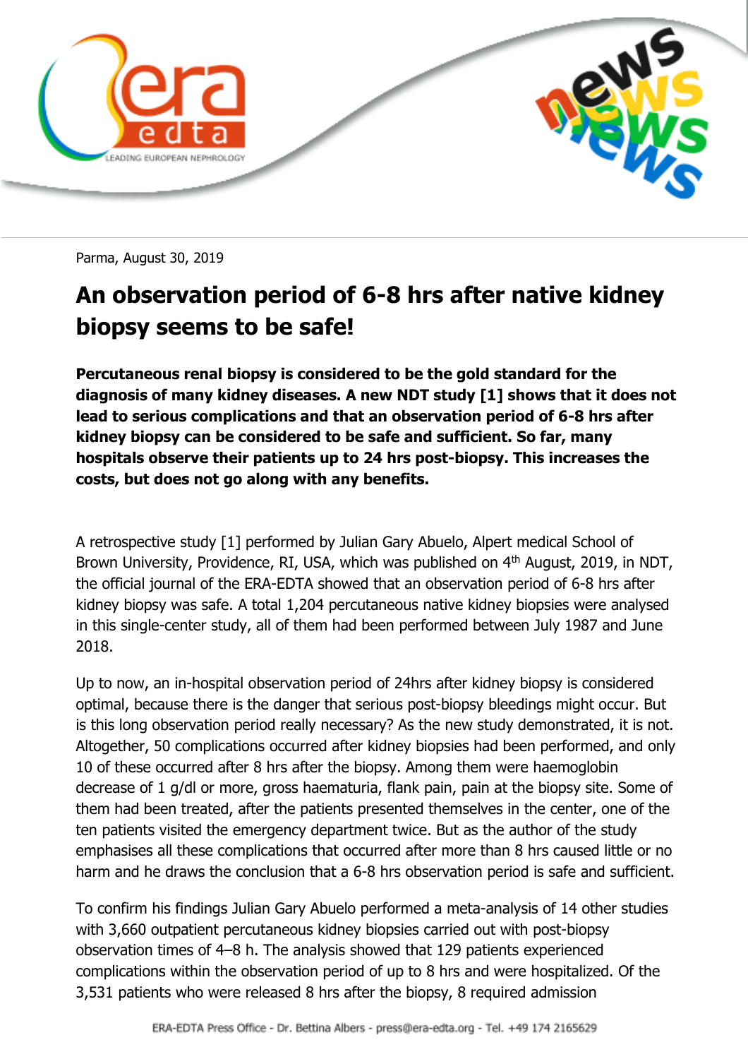Parma, August 30, 2019

# An observation period of 6-8 hrs after native kidney biopsy seems to be safe!

**Percutaneous renal biopsy is considered to be the gold standard for the diagnosis of many kidney diseases. A new NDT study [1] shows that it does not lead to serious complications and that an observation period of 6-8 hrs after kidney biopsy can be considered to be safe and sufficient. So far, many hospitals observe their patients up to 24 hrs post-biopsy. This increases the costs, but does not go along with any benefits.**

A retrospective study [1] performed by Julian Gary Abuelo, Alpert medical School of Brown University, Providence, RI, USA, which was published on 4th August, 2019, in NDT, the official journal of the ERA-EDTA showed that an observation period of 6-8 hrs after kidney biopsy was safe. A total 1,204 percutaneous native kidney biopsies were analysed in this single-center study, all of them had been performed between July 1987 and June 2018.

Up to now, an in-hospital observation period of 24hrs after kidney biopsy is considered optimal, because there is the danger that serious post-biopsy bleedings might occur. But is this long observation period really necessary? As the new study demonstrated, it is not. Altogether, 50 complications occurred after kidney biopsies had been performed, and only 10 of these occurred after 8 hrs after the biopsy. Among them were haemoglobin decrease of 1 g/dl or more, gross haematuria, flank pain, pain at the biopsy site. Some of them had been treated, after the patients presented themselves in the center, one of the ten patients visited the emergency department twice. But as the author of the study emphasises all these complications that occurred after more than 8 hrs caused little or no harm and he draws the conclusion that a 6-8 hrs observation period is safe and sufficient.

To confirm his findings Julian Gary Abuelo performed a meta-analysis of 14 other studies with 3,660 outpatient percutaneous kidney biopsies carried out with post-biopsy observation times of 4–8 h. The analysis showed that 129 patients experienced complications within the observation period of up to 8 hrs and were hospitalized. Of the 3,531 patients who were released 8 hrs after the biopsy, 8 required admission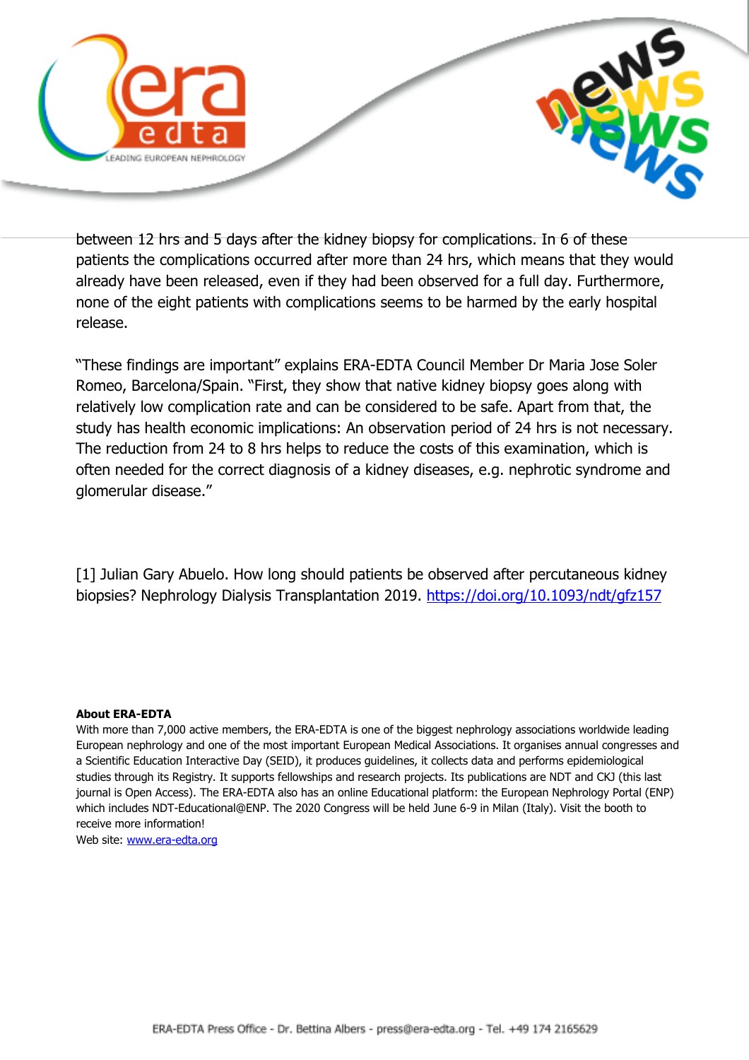between 12 hrs and 5 days after the kidney biopsy for complications. In 6 of these patients the complications occurred after more than 24 hrs, which means that they would already have been released, even if they had been observed for a full day. Furthermore, none of the eight patients with complications seems to be harmed by the early hospital release.

"These findings are important" explains ERA-EDTA Council Member Dr Maria Jose Soler Romeo, Barcelona/Spain. "First, they show that native kidney biopsy goes along with relatively low complication rate and can be considered to be safe. Apart from that, the study has health economic implications: An observation period of 24 hrs is not necessary. The reduction from 24 to 8 hrs helps to reduce the costs of this examination, which is often needed for the correct diagnosis of a kidney diseases, e.g. nephrotic syndrome and glomerular disease."

[1] Julian Gary Abuelo. How long should patients be observed after percutaneous kidney biopsies? Nephrology Dialysis Transplantation 2019. https://doi.org/10.1093/ndt/gfz157

**About ERA-EDTA**
With more than 7,000 active members, the ERA-EDTA is one of the biggest nephrology associations worldwide leading European nephrology and one of the most important European Medical Associations. It organises annual congresses and a Scientific Education Interactive Day (SEID), it produces guidelines, it collects data and performs epidemiological studies through its Registry. It supports fellowships and research projects. Its publications are NDT and CKJ (this last journal is Open Access). The ERA-EDTA also has an online Educational platform: the European Nephrology Portal (ENP) which includes NDT-Educational@ENP. The 2020 Congress will be held June 6-9 in Milan (Italy). Visit the booth to receive more information!
Web site: www.era-edta.org

ERA-EDTA Press Office - Dr. Bettina Albers - press@era-edta.org - Tel. +49 174 2165629